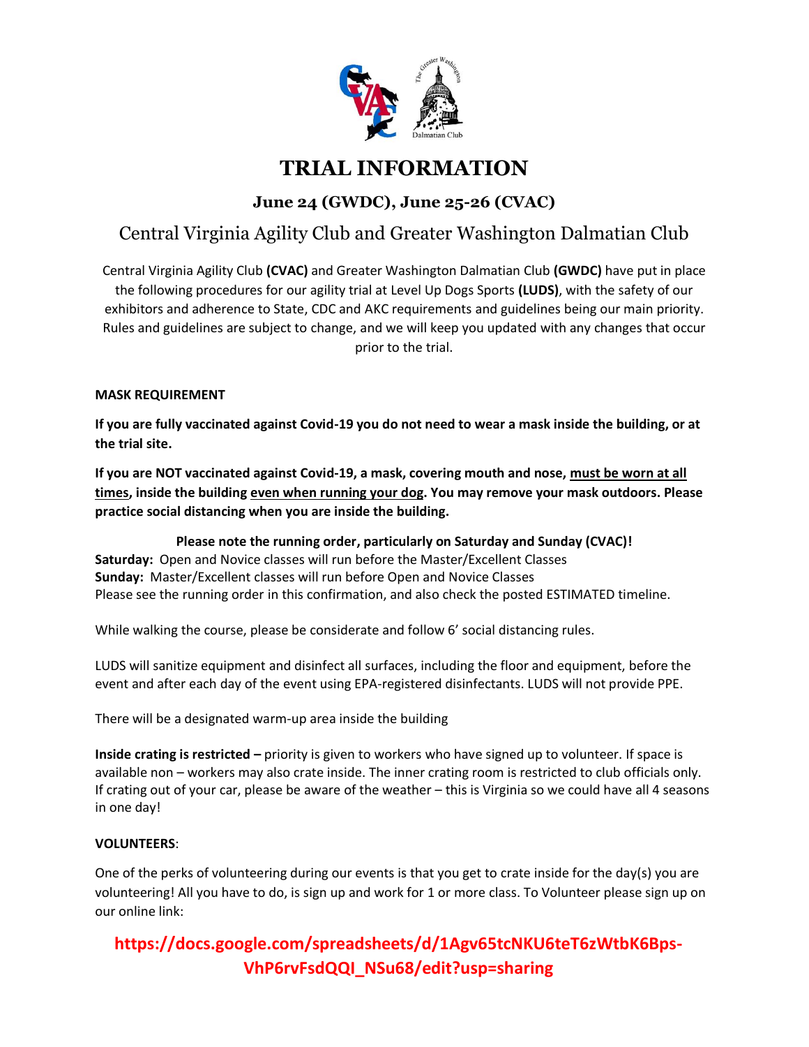# TRIAL INFORMATION

## June 24 (GWDC), June 25-26 (CVAC)

## Central Virginia Agility Club and Greater Washington Dalmatian Club

Central Virginia Agility Club **(CVAC)** and Greater Washington Dalmatian Club **(GWDC)** have put in place the following procedures for our agility trial at Level Up Dogs Sports **(LUDS)**, with the safety of our exhibitors and adherence to State, CDC and AKC requirements and guidelines being our main priority. Rules and guidelines are subject to change, and we will keep you updated with any changes that occur prior to the trial.

**MASK REQUIREMENT**

**If you are fully vaccinated against Covid-19 you do not need to wear a mask inside the building, or at the trial site.**

**If you are NOT vaccinated against Covid-19, a mask, covering mouth and nose, <u>must be worn at all times</u>, inside the building <u>even when running your dog</u>. You may remove your mask outdoors. Please practice social distancing when you are inside the building.**

**Please note the running order, particularly on Saturday and Sunday (CVAC)!**

**Saturday:** Open and Novice classes will run before the Master/Excellent Classes
**Sunday:** Master/Excellent classes will run before Open and Novice Classes
Please see the running order in this confirmation, and also check the posted ESTIMATED timeline.

While walking the course, please be considerate and follow 6' social distancing rules.

LUDS will sanitize equipment and disinfect all surfaces, including the floor and equipment, before the event and after each day of the event using EPA-registered disinfectants. LUDS will not provide PPE.

There will be a designated warm-up area inside the building

**Inside crating is restricted –** priority is given to workers who have signed up to volunteer. If space is available non – workers may also crate inside. The inner crating room is restricted to club officials only. If crating out of your car, please be aware of the weather – this is Virginia so we could have all 4 seasons in one day!

**VOLUNTEERS**:

One of the perks of volunteering during our events is that you get to crate inside for the day(s) you are volunteering! All you have to do, is sign up and work for 1 or more class. To Volunteer please sign up on our online link:

**https://docs.google.com/spreadsheets/d/1Agv65tcNKU6teT6zWtbK6Bps-VhP6rvFsdQQI_NSu68/edit?usp=sharing**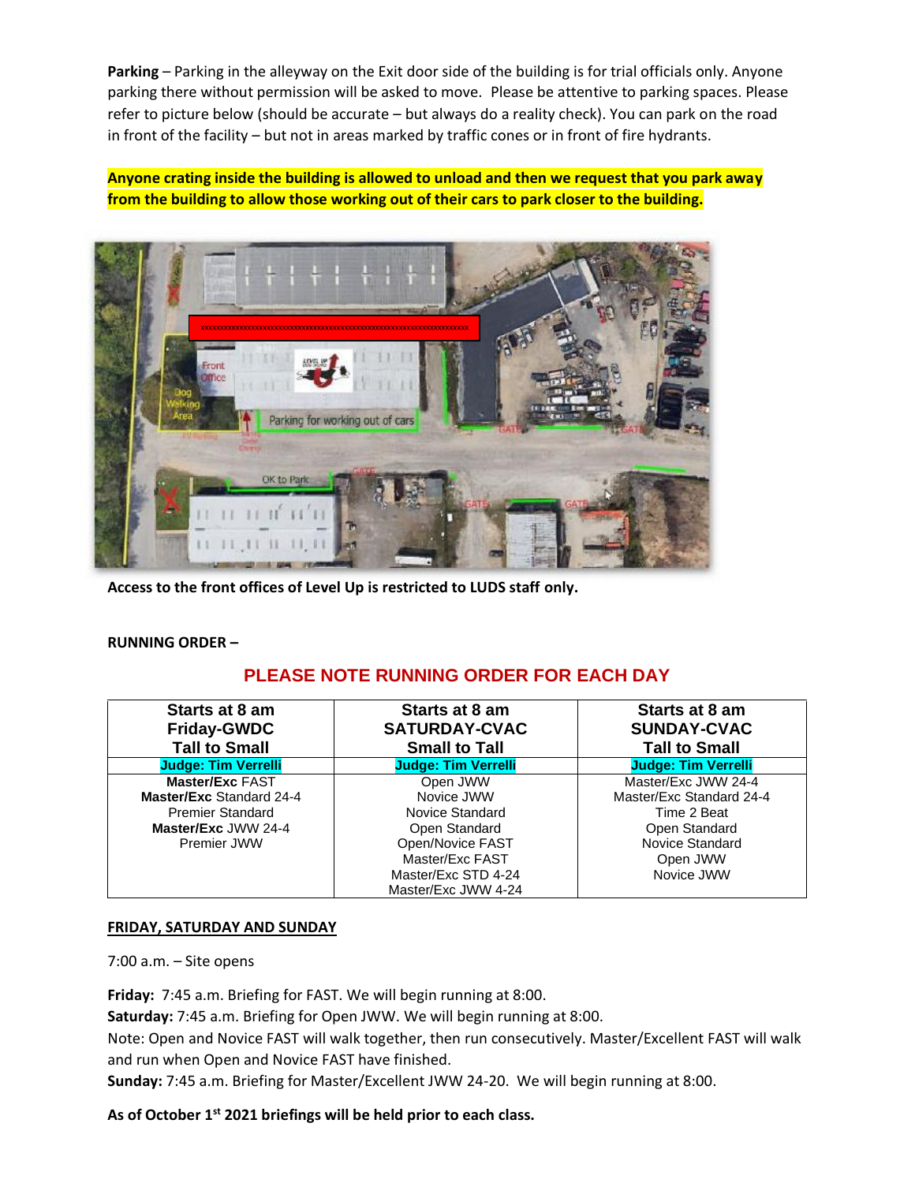**Parking** – Parking in the alleyway on the Exit door side of the building is for trial officials only. Anyone parking there without permission will be asked to move. Please be attentive to parking spaces. Please refer to picture below (should be accurate – but always do a reality check). You can park on the road in front of the facility – but not in areas marked by traffic cones or in front of fire hydrants.

**Anyone crating inside the building is allowed to unload and then we request that you park away from the building to allow those working out of their cars to park closer to the building.**

**Access to the front offices of Level Up is restricted to LUDS staff only.**

**RUNNING ORDER –**

## PLEASE NOTE RUNNING ORDER FOR EACH DAY

| Starts at 8 am<br>Friday-GWDC<br>Tall to Small | Starts at 8 am<br>SATURDAY-CVAC<br>Small to Tall | Starts at 8 am<br>SUNDAY-CVAC<br>Tall to Small |
|---|---|---|
| **Judge: Tim Verrelli** | **Judge: Tim Verrelli** | **Judge: Tim Verrelli** |
| **Master/Exc** FAST<br>**Master/Exc** Standard 24-4<br>Premier Standard<br>**Master/Exc** JWW 24-4<br>Premier JWW | Open JWW<br>Novice JWW<br>Novice Standard<br>Open Standard<br>Open/Novice FAST<br>Master/Exc FAST<br>Master/Exc STD 4-24<br>Master/Exc JWW 4-24 | Master/Exc JWW 24-4<br>Master/Exc Standard 24-4<br>Time 2 Beat<br>Open Standard<br>Novice Standard<br>Open JWW<br>Novice JWW |

**FRIDAY, SATURDAY AND SUNDAY**

7:00 a.m. – Site opens

**Friday:** 7:45 a.m. Briefing for FAST. We will begin running at 8:00.
**Saturday:** 7:45 a.m. Briefing for Open JWW. We will begin running at 8:00.
Note: Open and Novice FAST will walk together, then run consecutively. Master/Excellent FAST will walk and run when Open and Novice FAST have finished.
**Sunday:** 7:45 a.m. Briefing for Master/Excellent JWW 24-20. We will begin running at 8:00.

**As of October 1st 2021 briefings will be held prior to each class.**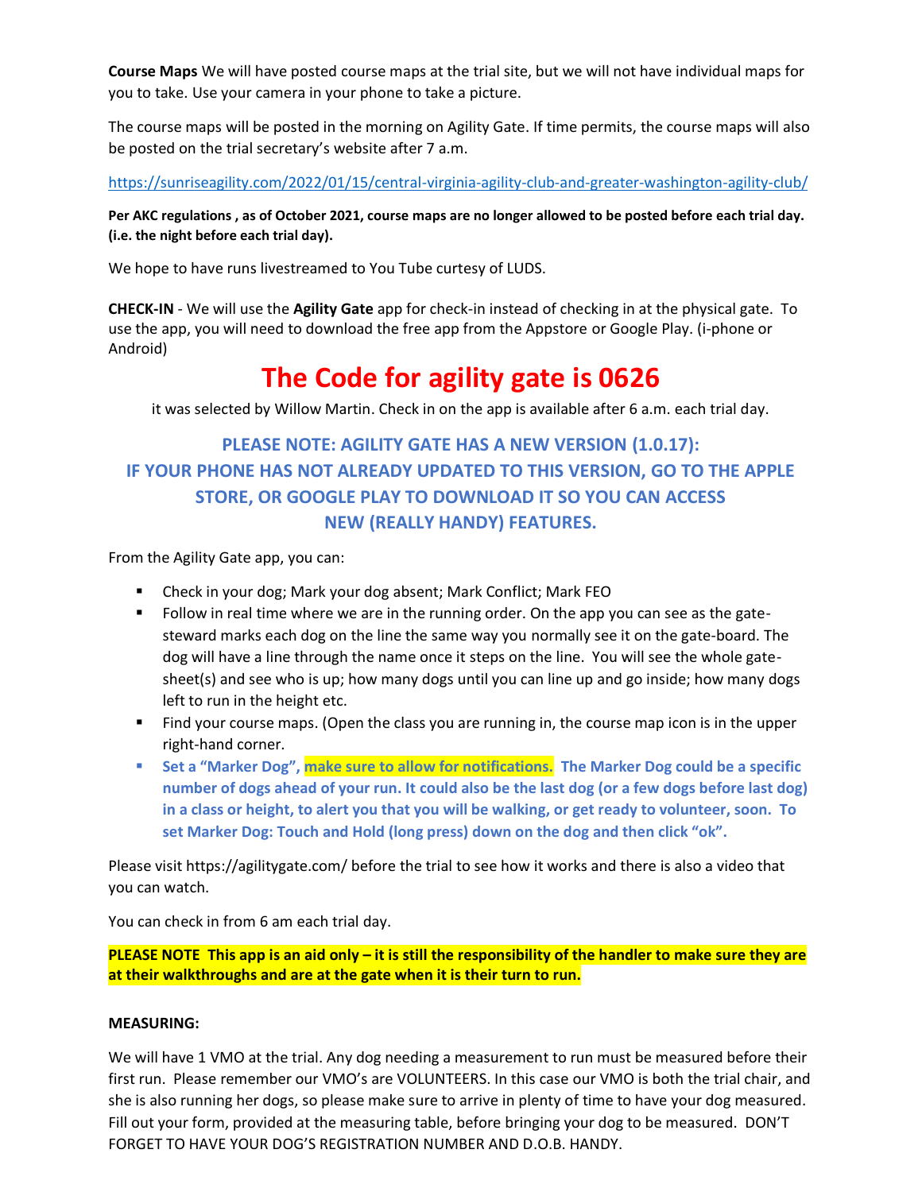**Course Maps** We will have posted course maps at the trial site, but we will not have individual maps for you to take. Use your camera in your phone to take a picture.

The course maps will be posted in the morning on Agility Gate. If time permits, the course maps will also be posted on the trial secretary's website after 7 a.m.

https://sunriseagility.com/2022/01/15/central-virginia-agility-club-and-greater-washington-agility-club/

**Per AKC regulations , as of October 2021, course maps are no longer allowed to be posted before each trial day. (i.e. the night before each trial day).**

We hope to have runs livestreamed to You Tube curtesy of LUDS.

**CHECK-IN** - We will use the **Agility Gate** app for check-in instead of checking in at the physical gate. To use the app, you will need to download the free app from the Appstore or Google Play. (i-phone or Android)

# The Code for agility gate is 0626

it was selected by Willow Martin. Check in on the app is available after 6 a.m. each trial day.

**PLEASE NOTE: AGILITY GATE HAS A NEW VERSION (1.0.17): IF YOUR PHONE HAS NOT ALREADY UPDATED TO THIS VERSION, GO TO THE APPLE STORE, OR GOOGLE PLAY TO DOWNLOAD IT SO YOU CAN ACCESS NEW (REALLY HANDY) FEATURES.**

From the Agility Gate app, you can:

- Check in your dog; Mark your dog absent; Mark Conflict; Mark FEO
- Follow in real time where we are in the running order. On the app you can see as the gate-steward marks each dog on the line the same way you normally see it on the gate-board. The dog will have a line through the name once it steps on the line. You will see the whole gate-sheet(s) and see who is up; how many dogs until you can line up and go inside; how many dogs left to run in the height etc.
- Find your course maps. (Open the class you are running in, the course map icon is in the upper right-hand corner.
- **Set a "Marker Dog", make sure to allow for notifications. The Marker Dog could be a specific number of dogs ahead of your run. It could also be the last dog (or a few dogs before last dog) in a class or height, to alert you that you will be walking, or get ready to volunteer, soon. To set Marker Dog: Touch and Hold (long press) down on the dog and then click "ok".**

Please visit https://agilitygate.com/ before the trial to see how it works and there is also a video that you can watch.

You can check in from 6 am each trial day.

**PLEASE NOTE This app is an aid only – it is still the responsibility of the handler to make sure they are at their walkthroughs and are at the gate when it is their turn to run.**

**MEASURING:**

We will have 1 VMO at the trial. Any dog needing a measurement to run must be measured before their first run. Please remember our VMO's are VOLUNTEERS. In this case our VMO is both the trial chair, and she is also running her dogs, so please make sure to arrive in plenty of time to have your dog measured. Fill out your form, provided at the measuring table, before bringing your dog to be measured. DON'T FORGET TO HAVE YOUR DOG'S REGISTRATION NUMBER AND D.O.B. HANDY.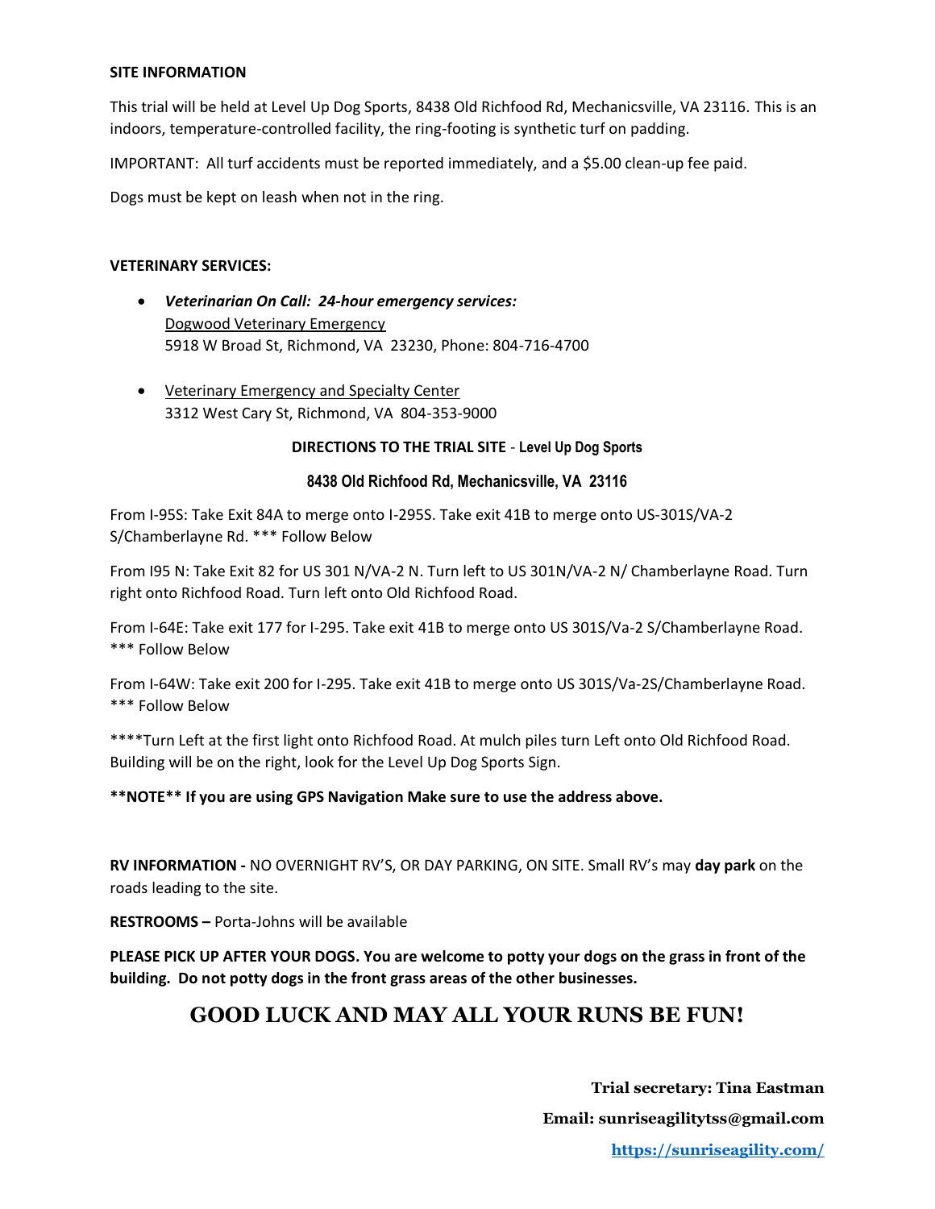**SITE INFORMATION**

This trial will be held at Level Up Dog Sports, 8438 Old Richfood Rd, Mechanicsville, VA 23116. This is an indoors, temperature-controlled facility, the ring-footing is synthetic turf on padding.

IMPORTANT: All turf accidents must be reported immediately, and a $5.00 clean-up fee paid.

Dogs must be kept on leash when not in the ring.

**VETERINARY SERVICES:**

- ***Veterinarian On Call: 24-hour emergency services:***
  Dogwood Veterinary Emergency
  5918 W Broad St, Richmond, VA 23230, Phone: 804-716-4700

- Veterinary Emergency and Specialty Center
  3312 West Cary St, Richmond, VA 804-353-9000

**DIRECTIONS TO THE TRIAL SITE - Level Up Dog Sports**

**8438 Old Richfood Rd, Mechanicsville, VA 23116**

From I-95S: Take Exit 84A to merge onto I-295S. Take exit 41B to merge onto US-301S/VA-2 S/Chamberlayne Rd. *** Follow Below

From I95 N: Take Exit 82 for US 301 N/VA-2 N. Turn left to US 301N/VA-2 N/ Chamberlayne Road. Turn right onto Richfood Road. Turn left onto Old Richfood Road.

From I-64E: Take exit 177 for I-295. Take exit 41B to merge onto US 301S/Va-2 S/Chamberlayne Road. *** Follow Below

From I-64W: Take exit 200 for I-295. Take exit 41B to merge onto US 301S/Va-2S/Chamberlayne Road. *** Follow Below

****Turn Left at the first light onto Richfood Road. At mulch piles turn Left onto Old Richfood Road. Building will be on the right, look for the Level Up Dog Sports Sign.

****NOTE** If you are using GPS Navigation Make sure to use the address above.**

**RV INFORMATION -** NO OVERNIGHT RV'S, OR DAY PARKING, ON SITE. Small RV's may **day park** on the roads leading to the site.

**RESTROOMS –** Porta-Johns will be available

**PLEASE PICK UP AFTER YOUR DOGS. You are welcome to potty your dogs on the grass in front of the building. Do not potty dogs in the front grass areas of the other businesses.**

## GOOD LUCK AND MAY ALL YOUR RUNS BE FUN!

**Trial secretary: Tina Eastman**

**Email: sunriseagilitytss@gmail.com**

**https://sunriseagility.com/**